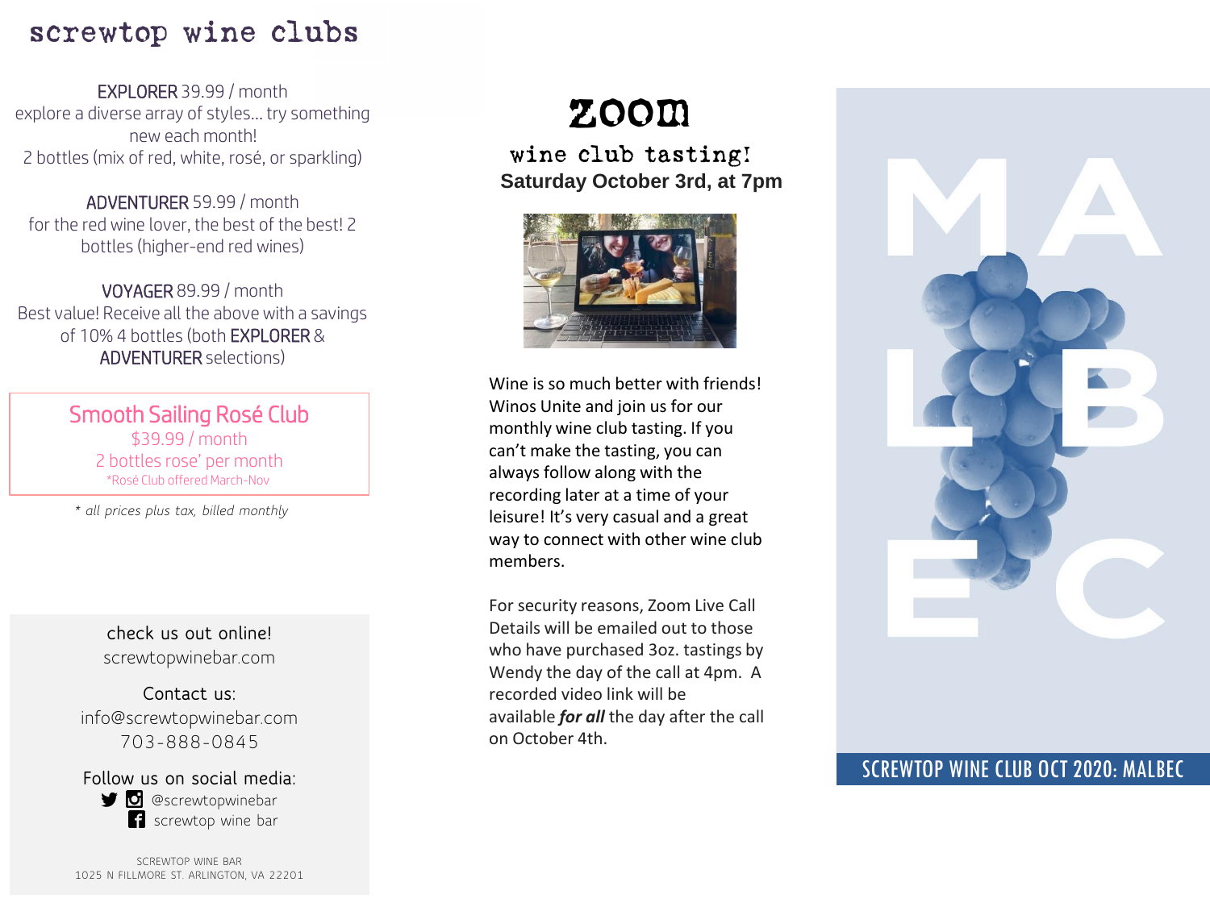# screwtop wine clubs

**EXPLORER** 39.99 / month
explore a diverse array of styles... try something new each month!
2 bottles (mix of red, white, rosé, or sparkling)

**ADVENTURER** 59.99 / month
for the red wine lover, the best of the best! 2 bottles (higher-end red wines)

**VOYAGER** 89.99 / month
Best value! Receive all the above with a savings of 10% 4 bottles (both **EXPLORER** & **ADVENTURER** selections)

**Smooth Sailing Rosé Club**
$39.99 / month
2 bottles rose' per month
*Rosé Club offered March-Nov

*\* all prices plus tax, billed monthly*

check us out online!
screwtopwinebar.com

Contact us:
info@screwtopwinebar.com
703-888-0845

Follow us on social media:
@screwtopwinebar
screwtop wine bar

SCREWTOP WINE BAR
1025 N FILLMORE ST. ARLINGTON, VA 22201

# ZOOM

## wine club tasting!

**Saturday October 3rd, at 7pm**

Wine is so much better with friends! Winos Unite and join us for our monthly wine club tasting. If you can't make the tasting, you can always follow along with the recording later at a time of your leisure! It's very casual and a great way to connect with other wine club members.

For security reasons, Zoom Live Call Details will be emailed out to those who have purchased 3oz. tastings by Wendy the day of the call at 4pm. A recorded video link will be available ***for all*** the day after the call on October 4th.

MALBEC

SCREWTOP WINE CLUB OCT 2020: MALBEC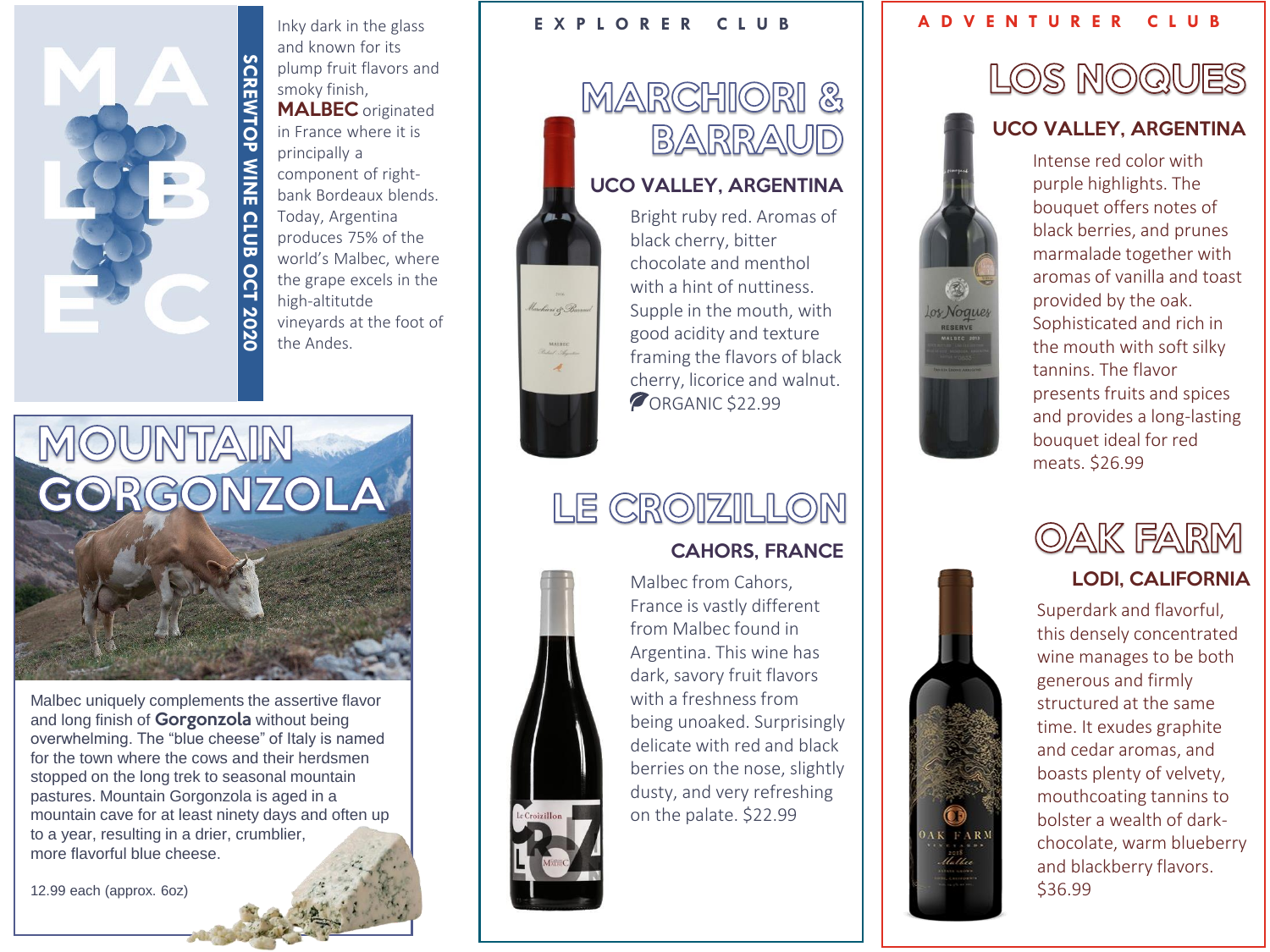# MALBEC

**SCREWTOP WINE CLUB OCT 2020**

Inky dark in the glass and known for its plump fruit flavors and smoky finish, **MALBEC** originated in France where it is principally a component of right-bank Bordeaux blends. Today, Argentina produces 75% of the world's Malbec, where the grape excels in the high-altitutde vineyards at the foot of the Andes.

## MOUNTAIN GORGONZOLA

Malbec uniquely complements the assertive flavor and long finish of **Gorgonzola** without being overwhelming. The "blue cheese" of Italy is named for the town where the cows and their herdsmen stopped on the long trek to seasonal mountain pastures. Mountain Gorgonzola is aged in a mountain cave for at least ninety days and often up to a year, resulting in a drier, crumblier, more flavorful blue cheese.

12.99 each (approx. 6oz)

# EXPLORER CLUB

## MARCHIORI & BARRAUD

### UCO VALLEY, ARGENTINA

Bright ruby red. Aromas of black cherry, bitter chocolate and menthol with a hint of nuttiness. Supple in the mouth, with good acidity and texture framing the flavors of black cherry, licorice and walnut. ORGANIC $22.99

## LE CROIZILLON

### CAHORS, FRANCE

Malbec from Cahors, France is vastly different from Malbec found in Argentina. This wine has dark, savory fruit flavors with a freshness from being unoaked. Surprisingly delicate with red and black berries on the nose, slightly dusty, and very refreshing on the palate. $22.99

# ADVENTURER CLUB

## LOS NOQUES

### UCO VALLEY, ARGENTINA

Intense red color with purple highlights. The bouquet offers notes of black berries, and prunes marmalade together with aromas of vanilla and toast provided by the oak. Sophisticated and rich in the mouth with soft silky tannins. The flavor presents fruits and spices and provides a long-lasting bouquet ideal for red meats. $26.99

## OAK FARM

### LODI, CALIFORNIA

Superdark and flavorful, this densely concentrated wine manages to be both generous and firmly structured at the same time. It exudes graphite and cedar aromas, and boasts plenty of velvety, mouthcoating tannins to bolster a wealth of dark-chocolate, warm blueberry and blackberry flavors. $36.99